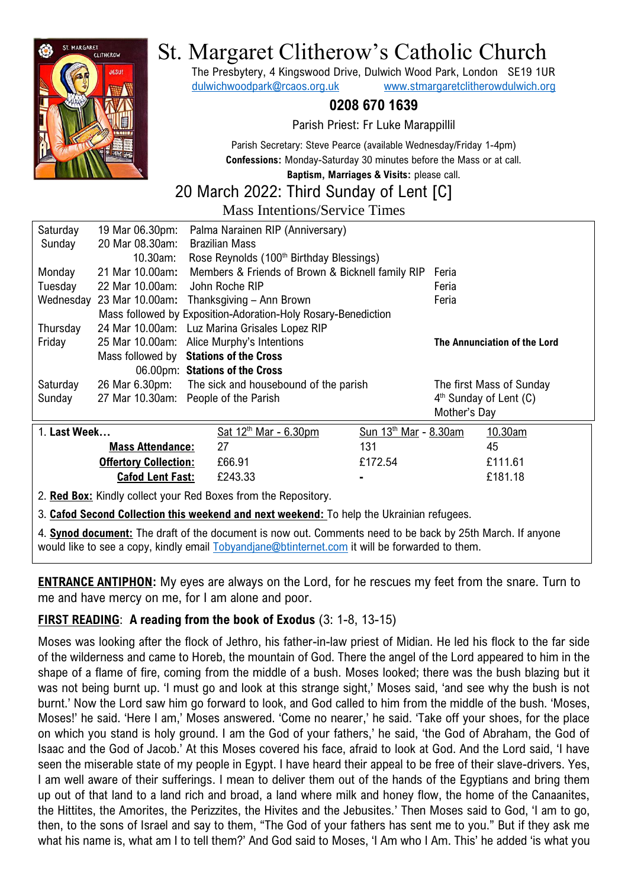# St. Margaret Clitherow's Catholic Church

The Presbytery, 4 Kingswood Drive, Dulwich Wood Park, London SE19 1UR
dulwichwoodpark@rcaos.org.uk www.stmargaretclitherowdulwich.org

**0208 670 1639**

Parish Priest: Fr Luke Marappillil

Parish Secretary: Steve Pearce (available Wednesday/Friday 1-4pm)
**Confessions:** Monday-Saturday 30 minutes before the Mass or at call.
**Baptism, Marriages & Visits:** please call.

## 20 March 2022: Third Sunday of Lent [C]

### Mass Intentions/Service Times

| | | | |
|---|---|---|---|
| Saturday | 19 Mar 06.30pm: | Palma Narainen RIP (Anniversary) | |
| Sunday | 20 Mar 08.30am: | Brazilian Mass | |
| | 10.30am: | Rose Reynolds (100th Birthday Blessings) | |
| Monday | 21 Mar 10.00am: | Members & Friends of Brown & Bicknell family RIP | Feria |
| Tuesday | 22 Mar 10.00am: | John Roche RIP | Feria |
| Wednesday | 23 Mar 10.00am: | Thanksgiving – Ann Brown | Feria |
| | Mass followed by Exposition-Adoration-Holy Rosary-Benediction | | |
| Thursday | 24 Mar 10.00am: | Luz Marina Grisales Lopez RIP | |
| Friday | 25 Mar 10.00am: | Alice Murphy's Intentions | **The Annunciation of the Lord** |
| | Mass followed by | **Stations of the Cross** | |
| | 06.00pm: | **Stations of the Cross** | |
| Saturday | 26 Mar 6.30pm: | The sick and housebound of the parish | The first Mass of Sunday |
| Sunday | 27 Mar 10.30am: | People of the Parish | 4th Sunday of Lent (C) Mother's Day |

1. **Last Week…**

| | Sat 12th Mar - 6.30pm | Sun 13th Mar - 8.30am | 10.30am |
|---|---|---|---|
| **Mass Attendance:** | 27 | 131 | 45 |
| **Offertory Collection:** | £66.91 | £172.54 | £111.61 |
| **Cafod Lent Fast:** | £243.33 | - | £181.18 |

2. **Red Box:** Kindly collect your Red Boxes from the Repository.

3. **Cafod Second Collection this weekend and next weekend:** To help the Ukrainian refugees.

4. **Synod document:** The draft of the document is now out. Comments need to be back by 25th March. If anyone would like to see a copy, kindly email Tobyandjane@btinternet.com it will be forwarded to them.

**ENTRANCE ANTIPHON:** My eyes are always on the Lord, for he rescues my feet from the snare. Turn to me and have mercy on me, for I am alone and poor.

**FIRST READING**: **A reading from the book of Exodus** (3: 1-8, 13-15)

Moses was looking after the flock of Jethro, his father-in-law priest of Midian. He led his flock to the far side of the wilderness and came to Horeb, the mountain of God. There the angel of the Lord appeared to him in the shape of a flame of fire, coming from the middle of a bush. Moses looked; there was the bush blazing but it was not being burnt up. 'I must go and look at this strange sight,' Moses said, 'and see why the bush is not burnt.' Now the Lord saw him go forward to look, and God called to him from the middle of the bush. 'Moses, Moses!' he said. 'Here I am,' Moses answered. 'Come no nearer,' he said. 'Take off your shoes, for the place on which you stand is holy ground. I am the God of your fathers,' he said, 'the God of Abraham, the God of Isaac and the God of Jacob.' At this Moses covered his face, afraid to look at God. And the Lord said, 'I have seen the miserable state of my people in Egypt. I have heard their appeal to be free of their slave-drivers. Yes, I am well aware of their sufferings. I mean to deliver them out of the hands of the Egyptians and bring them up out of that land to a land rich and broad, a land where milk and honey flow, the home of the Canaanites, the Hittites, the Amorites, the Perizzites, the Hivites and the Jebusites.' Then Moses said to God, 'I am to go, then, to the sons of Israel and say to them, "The God of your fathers has sent me to you." But if they ask me what his name is, what am I to tell them?' And God said to Moses, 'I Am who I Am. This' he added 'is what you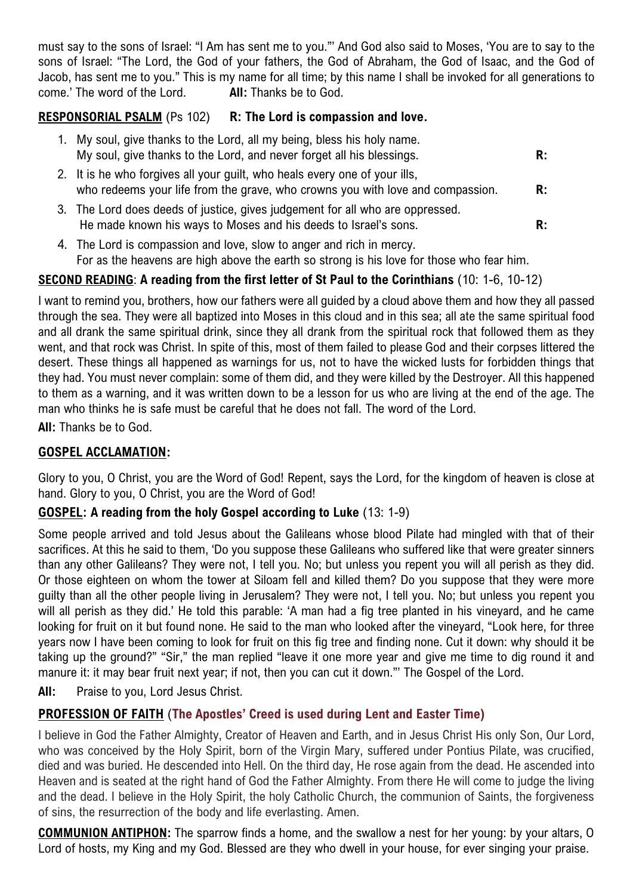must say to the sons of Israel: "I Am has sent me to you."' And God also said to Moses, 'You are to say to the sons of Israel: "The Lord, the God of your fathers, the God of Abraham, the God of Isaac, and the God of Jacob, has sent me to you." This is my name for all time; by this name I shall be invoked for all generations to come.' The word of the Lord. **All:** Thanks be to God.

**RESPONSORIAL PSALM** (Ps 102) **R: The Lord is compassion and love.**

1. My soul, give thanks to the Lord, all my being, bless his holy name.
   My soul, give thanks to the Lord, and never forget all his blessings. **R:**
2. It is he who forgives all your guilt, who heals every one of your ills,
   who redeems your life from the grave, who crowns you with love and compassion. **R:**
3. The Lord does deeds of justice, gives judgement for all who are oppressed.
   He made known his ways to Moses and his deeds to Israel's sons. **R:**
4. The Lord is compassion and love, slow to anger and rich in mercy.
   For as the heavens are high above the earth so strong is his love for those who fear him.

**SECOND READING**: **A reading from the first letter of St Paul to the Corinthians** (10: 1-6, 10-12)

I want to remind you, brothers, how our fathers were all guided by a cloud above them and how they all passed through the sea. They were all baptized into Moses in this cloud and in this sea; all ate the same spiritual food and all drank the same spiritual drink, since they all drank from the spiritual rock that followed them as they went, and that rock was Christ. In spite of this, most of them failed to please God and their corpses littered the desert. These things all happened as warnings for us, not to have the wicked lusts for forbidden things that they had. You must never complain: some of them did, and they were killed by the Destroyer. All this happened to them as a warning, and it was written down to be a lesson for us who are living at the end of the age. The man who thinks he is safe must be careful that he does not fall. The word of the Lord.

**All:** Thanks be to God.

**GOSPEL ACCLAMATION:**

Glory to you, O Christ, you are the Word of God! Repent, says the Lord, for the kingdom of heaven is close at hand. Glory to you, O Christ, you are the Word of God!

**GOSPEL: A reading from the holy Gospel according to Luke** (13: 1-9)

Some people arrived and told Jesus about the Galileans whose blood Pilate had mingled with that of their sacrifices. At this he said to them, 'Do you suppose these Galileans who suffered like that were greater sinners than any other Galileans? They were not, I tell you. No; but unless you repent you will all perish as they did. Or those eighteen on whom the tower at Siloam fell and killed them? Do you suppose that they were more guilty than all the other people living in Jerusalem? They were not, I tell you. No; but unless you repent you will all perish as they did.' He told this parable: 'A man had a fig tree planted in his vineyard, and he came looking for fruit on it but found none. He said to the man who looked after the vineyard, "Look here, for three years now I have been coming to look for fruit on this fig tree and finding none. Cut it down: why should it be taking up the ground?" "Sir," the man replied "leave it one more year and give me time to dig round it and manure it: it may bear fruit next year; if not, then you can cut it down."' The Gospel of the Lord.

**All:** Praise to you, Lord Jesus Christ.

**PROFESSION OF FAITH** (**The Apostles' Creed is used during Lent and Easter Time)**

I believe in God the Father Almighty, Creator of Heaven and Earth, and in Jesus Christ His only Son, Our Lord, who was conceived by the Holy Spirit, born of the Virgin Mary, suffered under Pontius Pilate, was crucified, died and was buried. He descended into Hell. On the third day, He rose again from the dead. He ascended into Heaven and is seated at the right hand of God the Father Almighty. From there He will come to judge the living and the dead. I believe in the Holy Spirit, the holy Catholic Church, the communion of Saints, the forgiveness of sins, the resurrection of the body and life everlasting. Amen.

**COMMUNION ANTIPHON:** The sparrow finds a home, and the swallow a nest for her young: by your altars, O Lord of hosts, my King and my God. Blessed are they who dwell in your house, for ever singing your praise.